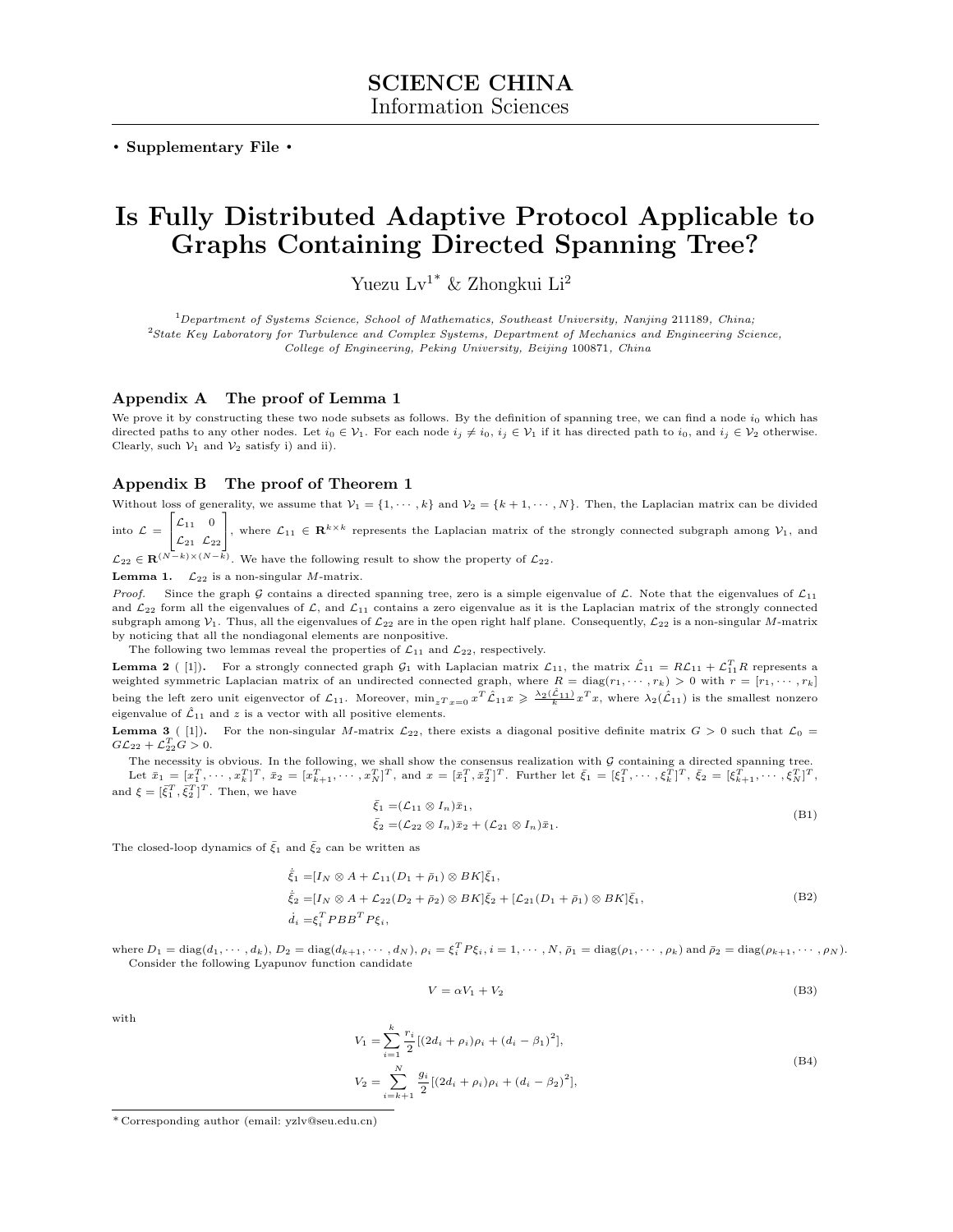**SCIENCE CHINA**
Information Sciences

• **Supplementary File** •

# Is Fully Distributed Adaptive Protocol Applicable to Graphs Containing Directed Spanning Tree?

Yuezu Lv[1*] & Zhongkui Li[2]

[1]*Department of Systems Science, School of Mathematics, Southeast University, Nanjing* 211189*, China;*
[2]*State Key Laboratory for Turbulence and Complex Systems, Department of Mechanics and Engineering Science, College of Engineering, Peking University, Beijing* 100871*, China*

## Appendix A The proof of Lemma 1

We prove it by constructing these two node subsets as follows. By the definition of spanning tree, we can find a node $i_0$ which has directed paths to any other nodes. Let $i_0 \in \mathcal{V}_1$. For each node $i_j \neq i_0$, $i_j \in \mathcal{V}_1$ if it has directed path to $i_0$, and $i_j \in \mathcal{V}_2$ otherwise. Clearly, such $\mathcal{V}_1$ and $\mathcal{V}_2$ satisfy i) and ii).

## Appendix B The proof of Theorem 1

Without loss of generality, we assume that $\mathcal{V}_1 = \{1, \cdots, k\}$ and $\mathcal{V}_2 = \{k+1, \cdots, N\}$. Then, the Laplacian matrix can be divided into $\mathcal{L} = \begin{bmatrix} \mathcal{L}_{11} & 0 \\ \mathcal{L}_{21} & \mathcal{L}_{22} \end{bmatrix}$, where $\mathcal{L}_{11} \in \mathbf{R}^{k\times k}$ represents the Laplacian matrix of the strongly connected subgraph among $\mathcal{V}_1$, and $\mathcal{L}_{22} \in \mathbf{R}^{(N-k)\times(N-k)}$. We have the following result to show the property of $\mathcal{L}_{22}$.

**Lemma 1.** $\mathcal{L}_{22}$ is a non-singular $M$-matrix.

*Proof.* Since the graph $\mathcal{G}$ contains a directed spanning tree, zero is a simple eigenvalue of $\mathcal{L}$. Note that the eigenvalues of $\mathcal{L}_{11}$ and $\mathcal{L}_{22}$ form all the eigenvalues of $\mathcal{L}$, and $\mathcal{L}_{11}$ contains a zero eigenvalue as it is the Laplacian matrix of the strongly connected subgraph among $\mathcal{V}_1$. Thus, all the eigenvalues of $\mathcal{L}_{22}$ are in the open right half plane. Consequently, $\mathcal{L}_{22}$ is a non-singular $M$-matrix by noticing that all the nondiagonal elements are nonpositive.

The following two lemmas reveal the properties of $\mathcal{L}_{11}$ and $\mathcal{L}_{22}$, respectively.

**Lemma 2** ( [1]). For a strongly connected graph $\mathcal{G}_1$ with Laplacian matrix $\mathcal{L}_{11}$, the matrix $\hat{\mathcal{L}}_{11} = R\mathcal{L}_{11} + \mathcal{L}_{11}^T R$ represents a weighted symmetric Laplacian matrix of an undirected connected graph, where $R = \operatorname{diag}(r_1, \cdots, r_k) > 0$ with $r = [r_1, \cdots, r_k]$ being the left zero unit eigenvector of $\mathcal{L}_{11}$. Moreover, $\min_{z^T x = 0} x^T \hat{\mathcal{L}}_{11} x \geqslant \frac{\lambda_2(\hat{\mathcal{L}}_{11})}{k} x^T x$, where $\lambda_2(\hat{\mathcal{L}}_{11})$ is the smallest nonzero eigenvalue of $\hat{\mathcal{L}}_{11}$ and $z$ is a vector with all positive elements.

**Lemma 3** ( [1]). For the non-singular $M$-matrix $\mathcal{L}_{22}$, there exists a diagonal positive definite matrix $G > 0$ such that $\mathcal{L}_0 = G\mathcal{L}_{22} + \mathcal{L}_{22}^T G > 0$.

The necessity is obvious. In the following, we shall show the consensus realization with $\mathcal{G}$ containing a directed spanning tree.

Let $\bar{x}_1 = [x_1^T, \cdots, x_k^T]^T$, $\bar{x}_2 = [x_{k+1}^T, \cdots, x_N^T]^T$, and $x = [\bar{x}_1^T, \bar{x}_2^T]^T$. Further let $\bar{\xi}_1 = [\xi_1^T, \cdots, \xi_k^T]^T$, $\bar{\xi}_2 = [\xi_{k+1}^T, \cdots, \xi_N^T]^T$, and $\xi = [\bar{\xi}_1^T, \bar{\xi}_2^T]^T$. Then, we have

$$
\begin{aligned}
\bar{\xi}_1 &= (\mathcal{L}_{11} \otimes I_n)\bar{x}_1, \\
\bar{\xi}_2 &= (\mathcal{L}_{22} \otimes I_n)\bar{x}_2 + (\mathcal{L}_{21} \otimes I_n)\bar{x}_1.
\end{aligned} \tag{B1}
$$

The closed-loop dynamics of $\bar{\xi}_1$ and $\bar{\xi}_2$ can be written as

$$
\begin{aligned}
\dot{\bar{\xi}}_1 &= [I_N \otimes A + \mathcal{L}_{11}(D_1 + \bar{\rho}_1) \otimes BK]\bar{\xi}_1, \\
\dot{\bar{\xi}}_2 &= [I_N \otimes A + \mathcal{L}_{22}(D_2 + \bar{\rho}_2) \otimes BK]\bar{\xi}_2 + [\mathcal{L}_{21}(D_1 + \bar{\rho}_1) \otimes BK]\bar{\xi}_1, \\
\dot{d}_i &= \xi_i^T PBB^T P\xi_i,
\end{aligned} \tag{B2}
$$

where $D_1 = \operatorname{diag}(d_1, \cdots, d_k)$, $D_2 = \operatorname{diag}(d_{k+1}, \cdots, d_N)$, $\rho_i = \xi_i^T P\xi_i$, $i = 1, \cdots, N$, $\bar{\rho}_1 = \operatorname{diag}(\rho_1, \cdots, \rho_k)$ and $\bar{\rho}_2 = \operatorname{diag}(\rho_{k+1}, \cdots, \rho_N)$.

Consider the following Lyapunov function candidate

$$
V = \alpha V_1 + V_2 \tag{B3}
$$

with

$$
\begin{aligned}
V_1 &= \sum_{i=1}^{k} \frac{r_i}{2}[(2d_i + \rho_i)\rho_i + (d_i - \beta_1)^2], \\
V_2 &= \sum_{i=k+1}^{N} \frac{g_i}{2}[(2d_i + \rho_i)\rho_i + (d_i - \beta_2)^2],
\end{aligned} \tag{B4}
$$

---

\* Corresponding author (email: yzlv@seu.edu.cn)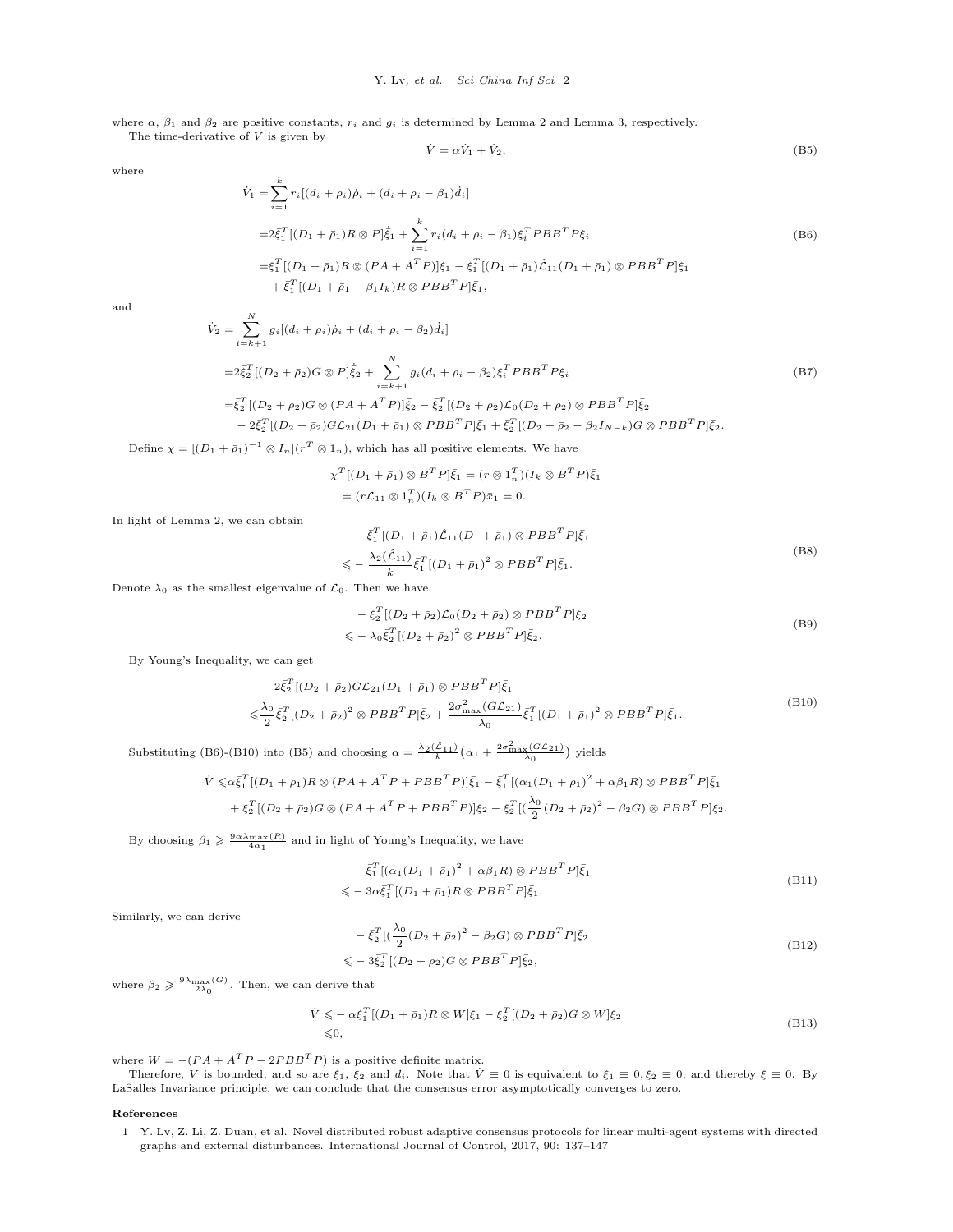where $\alpha$, $\beta_1$ and $\beta_2$ are positive constants, $r_i$ and $g_i$ is determined by Lemma 2 and Lemma 3, respectively.

The time-derivative of $V$ is given by

$$\dot{V} = \alpha \dot{V}_1 + \dot{V}_2, \tag{B5}$$

where

$$\begin{aligned}
\dot{V}_1 =& \sum_{i=1}^{k} r_i[(d_i + \rho_i)\dot{\rho}_i + (d_i + \rho_i - \beta_1)\dot{d}_i] \\
=& 2\bar{\xi}_1^T[(D_1 + \bar{\rho}_1)R \otimes P]\dot{\bar{\xi}}_1 + \sum_{i=1}^{k} r_i(d_i + \rho_i - \beta_1)\xi_i^T PBB^T P\xi_i \\
=& \bar{\xi}_1^T[(D_1 + \bar{\rho}_1)R \otimes (PA + A^T P)]\bar{\xi}_1 - \bar{\xi}_1^T[(D_1 + \bar{\rho}_1)\hat{\mathcal{L}}_{11}(D_1 + \bar{\rho}_1) \otimes PBB^T P]\bar{\xi}_1 \\
&+ \bar{\xi}_1^T[(D_1 + \bar{\rho}_1 - \beta_1 I_k)R \otimes PBB^T P]\bar{\xi}_1,
\end{aligned} \tag{B6}$$

and

$$\begin{aligned}
\dot{V}_2 =& \sum_{i=k+1}^{N} g_i[(d_i + \rho_i)\dot{\rho}_i + (d_i + \rho_i - \beta_2)\dot{d}_i] \\
=& 2\bar{\xi}_2^T[(D_2 + \bar{\rho}_2)G \otimes P]\dot{\bar{\xi}}_2 + \sum_{i=k+1}^{N} g_i(d_i + \rho_i - \beta_2)\xi_i^T PBB^T P\xi_i \\
=& \bar{\xi}_2^T[(D_2 + \bar{\rho}_2)G \otimes (PA + A^T P)]\bar{\xi}_2 - \bar{\xi}_2^T[(D_2 + \bar{\rho}_2)\mathcal{L}_0(D_2 + \bar{\rho}_2) \otimes PBB^T P]\bar{\xi}_2 \\
&- 2\bar{\xi}_2^T[(D_2 + \bar{\rho}_2)G\mathcal{L}_{21}(D_1 + \bar{\rho}_1) \otimes PBB^T P]\bar{\xi}_1 + \bar{\xi}_2^T[(D_2 + \bar{\rho}_2 - \beta_2 I_{N-k})G \otimes PBB^T P]\bar{\xi}_2.
\end{aligned} \tag{B7}$$

Define $\chi = [(D_1 + \bar{\rho}_1)^{-1} \otimes I_n](r^T \otimes 1_n)$, which has all positive elements. We have

$$\begin{aligned}
\chi^T[(D_1 + \bar{\rho}_1) \otimes B^T P]\bar{\xi}_1 &= (r \otimes 1_n^T)(I_k \otimes B^T P)\bar{\xi}_1 \\
&= (r\mathcal{L}_{11} \otimes 1_n^T)(I_k \otimes B^T P)\bar{x}_1 = 0.
\end{aligned}$$

In light of Lemma 2, we can obtain

$$\begin{aligned}
&- \bar{\xi}_1^T[(D_1 + \bar{\rho}_1)\hat{\mathcal{L}}_{11}(D_1 + \bar{\rho}_1) \otimes PBB^T P]\bar{\xi}_1 \\
&\leqslant - \frac{\lambda_2(\hat{\mathcal{L}}_{11})}{k}\bar{\xi}_1^T[(D_1 + \bar{\rho}_1)^2 \otimes PBB^T P]\bar{\xi}_1.
\end{aligned} \tag{B8}$$

Denote $\lambda_0$ as the smallest eigenvalue of $\mathcal{L}_0$. Then we have

$$\begin{aligned}
&- \bar{\xi}_2^T[(D_2 + \bar{\rho}_2)\mathcal{L}_0(D_2 + \bar{\rho}_2) \otimes PBB^T P]\bar{\xi}_2 \\
&\leqslant - \lambda_0\bar{\xi}_2^T[(D_2 + \bar{\rho}_2)^2 \otimes PBB^T P]\bar{\xi}_2.
\end{aligned} \tag{B9}$$

By Young's Inequality, we can get

$$\begin{aligned}
&- 2\bar{\xi}_2^T[(D_2 + \bar{\rho}_2)G\mathcal{L}_{21}(D_1 + \bar{\rho}_1) \otimes PBB^T P]\bar{\xi}_1 \\
&\leqslant \frac{\lambda_0}{2}\bar{\xi}_2^T[(D_2 + \bar{\rho}_2)^2 \otimes PBB^T P]\bar{\xi}_2 + \frac{2\sigma_{\max}^2(G\mathcal{L}_{21})}{\lambda_0}\bar{\xi}_1^T[(D_1 + \bar{\rho}_1)^2 \otimes PBB^T P]\bar{\xi}_1.
\end{aligned} \tag{B10}$$

Substituting (B6)-(B10) into (B5) and choosing $\alpha = \frac{\lambda_2(\hat{\mathcal{L}}_{11})}{k}\big(\alpha_1 + \frac{2\sigma_{\max}^2(G\mathcal{L}_{21})}{\lambda_0}\big)$ yields

$$\begin{aligned}
\dot{V} \leqslant& \alpha\bar{\xi}_1^T[(D_1 + \bar{\rho}_1)R \otimes (PA + A^T P + PBB^T P)]\bar{\xi}_1 - \bar{\xi}_1^T[(\alpha_1(D_1 + \bar{\rho}_1)^2 + \alpha\beta_1 R) \otimes PBB^T P]\bar{\xi}_1 \\
&+ \bar{\xi}_2^T[(D_2 + \bar{\rho}_2)G \otimes (PA + A^T P + PBB^T P)]\bar{\xi}_2 - \bar{\xi}_2^T[(\frac{\lambda_0}{2}(D_2 + \bar{\rho}_2)^2 - \beta_2 G) \otimes PBB^T P]\bar{\xi}_2.
\end{aligned}$$

By choosing $\beta_1 \geqslant \frac{9\alpha\lambda_{\max}(R)}{4\alpha_1}$ and in light of Young's Inequality, we have

$$\begin{aligned}
&- \bar{\xi}_1^T[(\alpha_1(D_1 + \bar{\rho}_1)^2 + \alpha\beta_1 R) \otimes PBB^T P]\bar{\xi}_1 \\
&\leqslant - 3\alpha\bar{\xi}_1^T[(D_1 + \bar{\rho}_1)R \otimes PBB^T P]\bar{\xi}_1.
\end{aligned} \tag{B11}$$

Similarly, we can derive

$$\begin{aligned}
&- \bar{\xi}_2^T[(\frac{\lambda_0}{2}(D_2 + \bar{\rho}_2)^2 - \beta_2 G) \otimes PBB^T P]\bar{\xi}_2 \\
&\leqslant - 3\bar{\xi}_2^T[(D_2 + \bar{\rho}_2)G \otimes PBB^T P]\bar{\xi}_2,
\end{aligned} \tag{B12}$$

where $\beta_2 \geqslant \frac{9\lambda_{\max}(G)}{2\lambda_0}$. Then, we can derive that

$$\begin{aligned}
\dot{V} &\leqslant - \alpha\bar{\xi}_1^T[(D_1 + \bar{\rho}_1)R \otimes W]\bar{\xi}_1 - \bar{\xi}_2^T[(D_2 + \bar{\rho}_2)G \otimes W]\bar{\xi}_2 \\
&\leqslant 0,
\end{aligned} \tag{B13}$$

where $W = -(PA + A^T P - 2PBB^T P)$ is a positive definite matrix.

Therefore, $V$ is bounded, and so are $\bar{\xi}_1$, $\bar{\xi}_2$ and $d_i$. Note that $\dot{V} \equiv 0$ is equivalent to $\bar{\xi}_1 \equiv 0, \bar{\xi}_2 \equiv 0$, and thereby $\xi \equiv 0$. By LaSalles Invariance principle, we can conclude that the consensus error asymptotically converges to zero.

## References

1 Y. Lv, Z. Li, Z. Duan, et al. Novel distributed robust adaptive consensus protocols for linear multi-agent systems with directed graphs and external disturbances. International Journal of Control, 2017, 90: 137–147